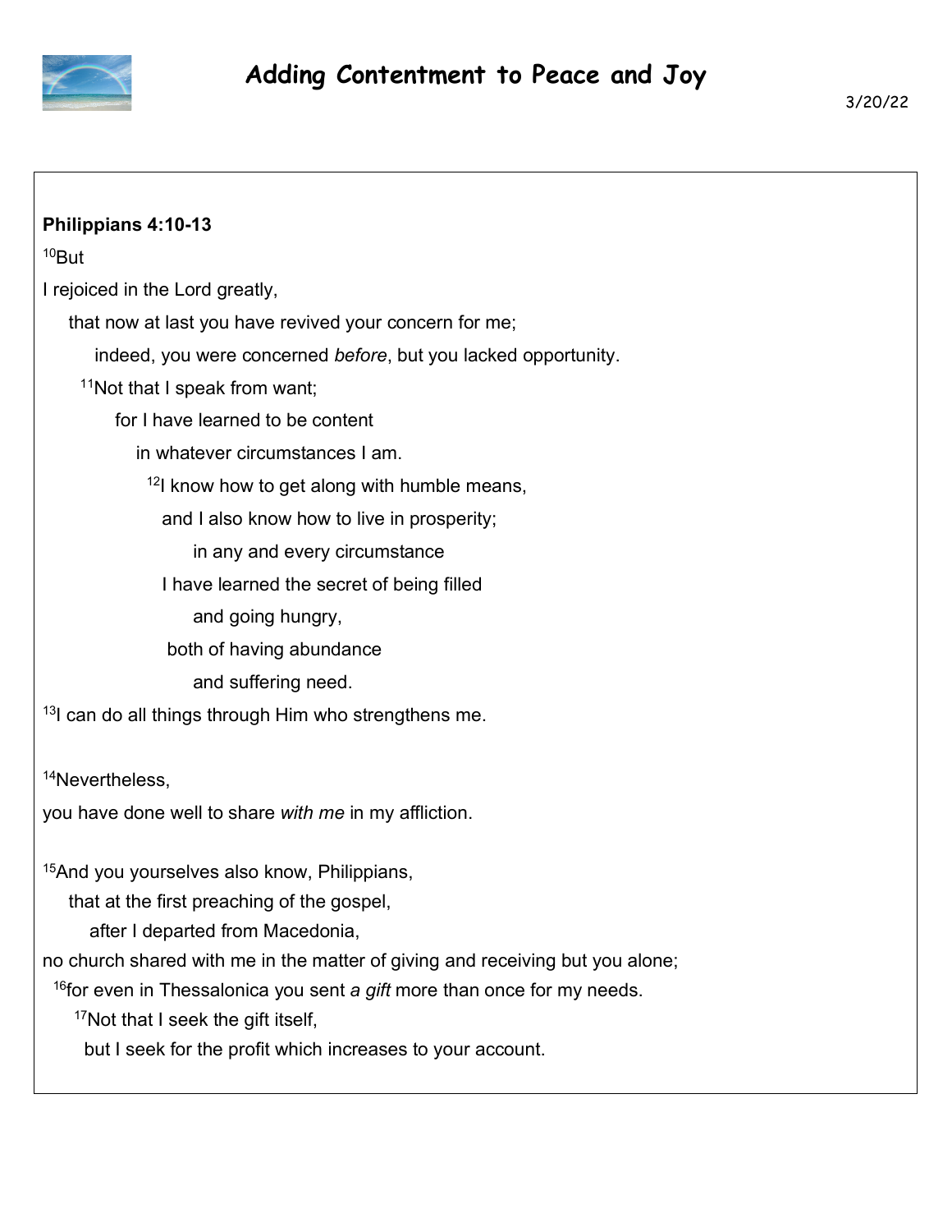# Adding Contentment to Peace and Joy

3/20/22

**Philippians 4:10-13**

[10]But

I rejoiced in the Lord greatly,

that now at last you have revived your concern for me;

indeed, you were concerned *before*, but you lacked opportunity.

[11]Not that I speak from want;

for I have learned to be content

in whatever circumstances I am.

[12]I know how to get along with humble means,

and I also know how to live in prosperity;

in any and every circumstance

I have learned the secret of being filled

and going hungry,

both of having abundance

and suffering need.

[13]I can do all things through Him who strengthens me.

[14]Nevertheless,

you have done well to share *with me* in my affliction.

[15]And you yourselves also know, Philippians,

that at the first preaching of the gospel,

after I departed from Macedonia,

no church shared with me in the matter of giving and receiving but you alone;

[16]for even in Thessalonica you sent *a gift* more than once for my needs.

[17]Not that I seek the gift itself,

but I seek for the profit which increases to your account.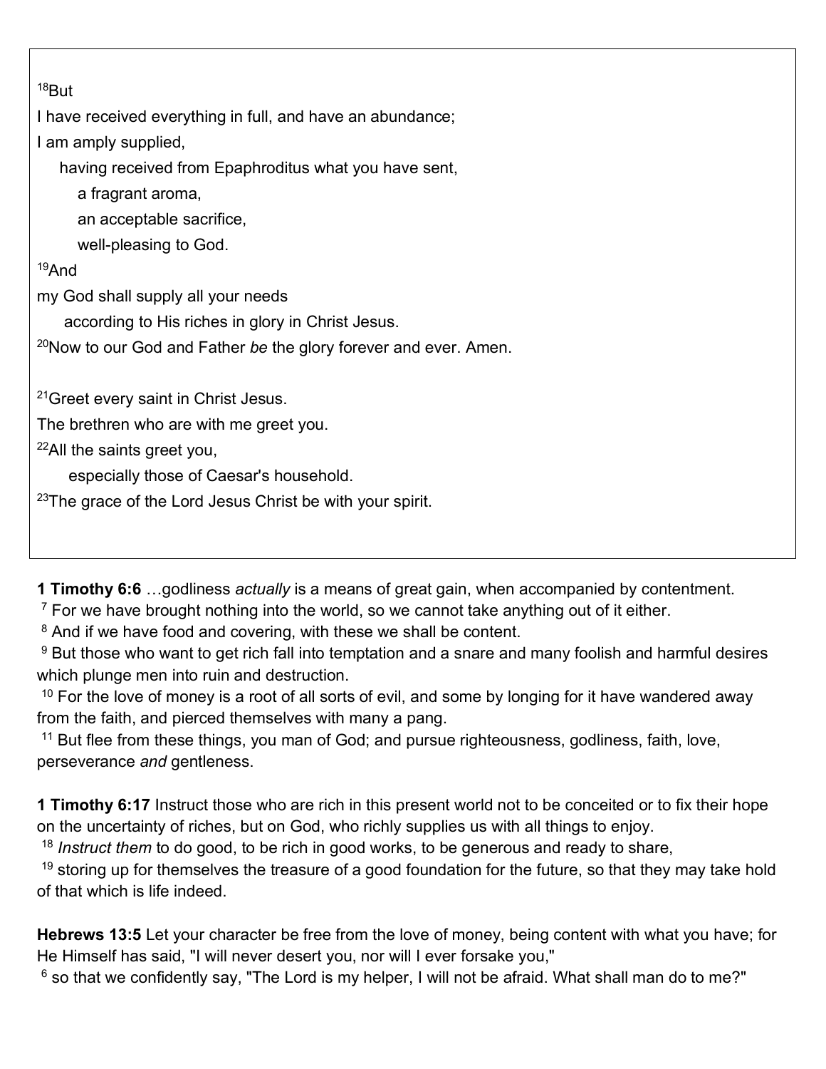[18]But

I have received everything in full, and have an abundance;

I am amply supplied,

having received from Epaphroditus what you have sent,

a fragrant aroma,

an acceptable sacrifice,

well-pleasing to God.

[19]And

my God shall supply all your needs

according to His riches in glory in Christ Jesus.

[20]Now to our God and Father *be* the glory forever and ever. Amen.

[21]Greet every saint in Christ Jesus.

The brethren who are with me greet you.

[22]All the saints greet you,

especially those of Caesar's household.

[23]The grace of the Lord Jesus Christ be with your spirit.

**1 Timothy 6:6** …godliness *actually* is a means of great gain, when accompanied by contentment.
[7] For we have brought nothing into the world, so we cannot take anything out of it either.
[8] And if we have food and covering, with these we shall be content.
[9] But those who want to get rich fall into temptation and a snare and many foolish and harmful desires which plunge men into ruin and destruction.
[10] For the love of money is a root of all sorts of evil, and some by longing for it have wandered away from the faith, and pierced themselves with many a pang.
[11] But flee from these things, you man of God; and pursue righteousness, godliness, faith, love, perseverance *and* gentleness.

**1 Timothy 6:17** Instruct those who are rich in this present world not to be conceited or to fix their hope on the uncertainty of riches, but on God, who richly supplies us with all things to enjoy.
[18] *Instruct them* to do good, to be rich in good works, to be generous and ready to share,
[19] storing up for themselves the treasure of a good foundation for the future, so that they may take hold of that which is life indeed.

**Hebrews 13:5** Let your character be free from the love of money, being content with what you have; for He Himself has said, "I will never desert you, nor will I ever forsake you,"
[6] so that we confidently say, "The Lord is my helper, I will not be afraid. What shall man do to me?"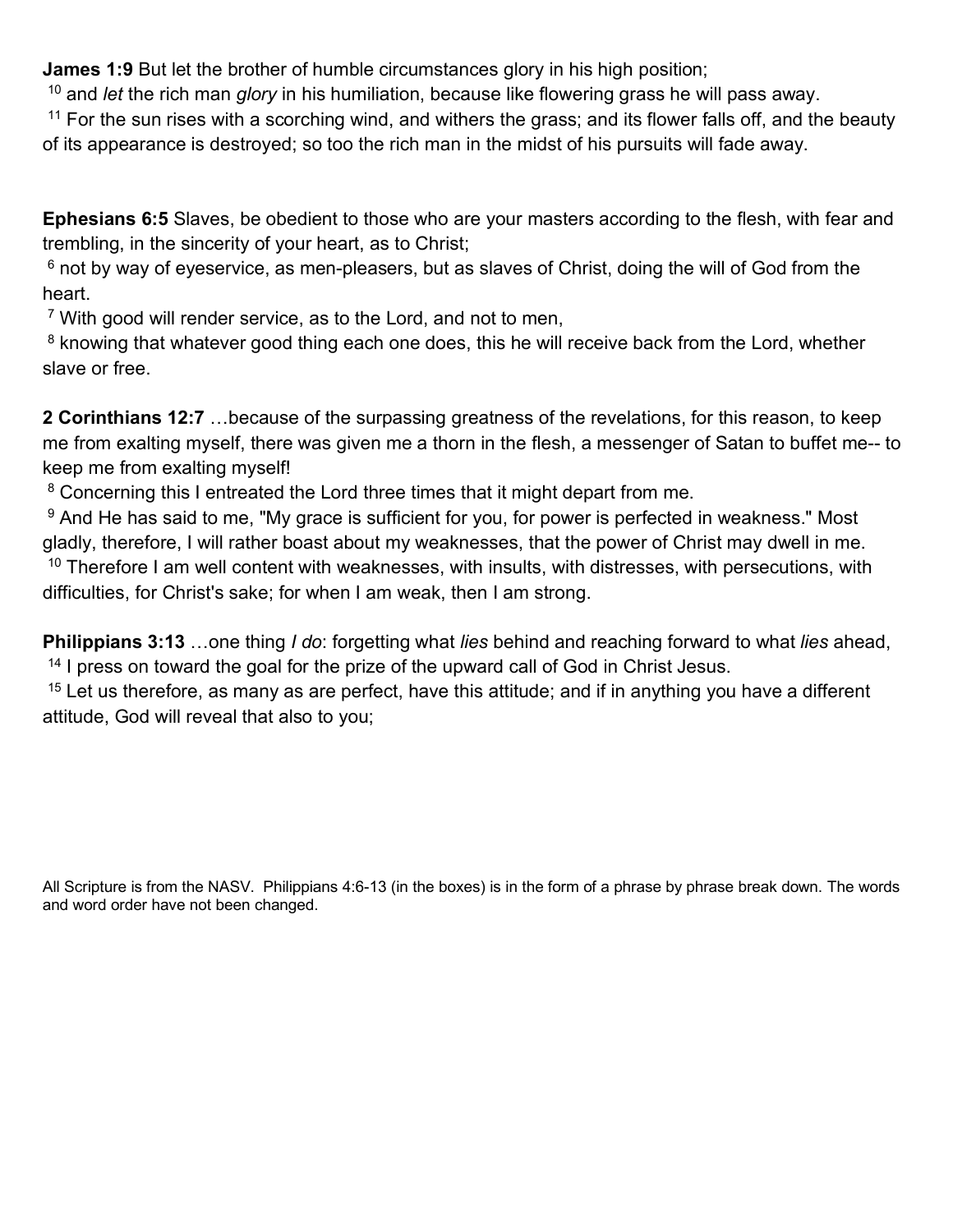**James 1:9** But let the brother of humble circumstances glory in his high position;
[10] and *let* the rich man *glory* in his humiliation, because like flowering grass he will pass away.
[11] For the sun rises with a scorching wind, and withers the grass; and its flower falls off, and the beauty of its appearance is destroyed; so too the rich man in the midst of his pursuits will fade away.

**Ephesians 6:5** Slaves, be obedient to those who are your masters according to the flesh, with fear and trembling, in the sincerity of your heart, as to Christ;
[6] not by way of eyeservice, as men-pleasers, but as slaves of Christ, doing the will of God from the heart.
[7] With good will render service, as to the Lord, and not to men,
[8] knowing that whatever good thing each one does, this he will receive back from the Lord, whether slave or free.

**2 Corinthians 12:7** …because of the surpassing greatness of the revelations, for this reason, to keep me from exalting myself, there was given me a thorn in the flesh, a messenger of Satan to buffet me-- to keep me from exalting myself!
[8] Concerning this I entreated the Lord three times that it might depart from me.
[9] And He has said to me, "My grace is sufficient for you, for power is perfected in weakness." Most gladly, therefore, I will rather boast about my weaknesses, that the power of Christ may dwell in me.
[10] Therefore I am well content with weaknesses, with insults, with distresses, with persecutions, with difficulties, for Christ's sake; for when I am weak, then I am strong.

**Philippians 3:13** …one thing *I do*: forgetting what *lies* behind and reaching forward to what *lies* ahead,
[14] I press on toward the goal for the prize of the upward call of God in Christ Jesus.
[15] Let us therefore, as many as are perfect, have this attitude; and if in anything you have a different attitude, God will reveal that also to you;

All Scripture is from the NASV. Philippians 4:6-13 (in the boxes) is in the form of a phrase by phrase break down. The words and word order have not been changed.